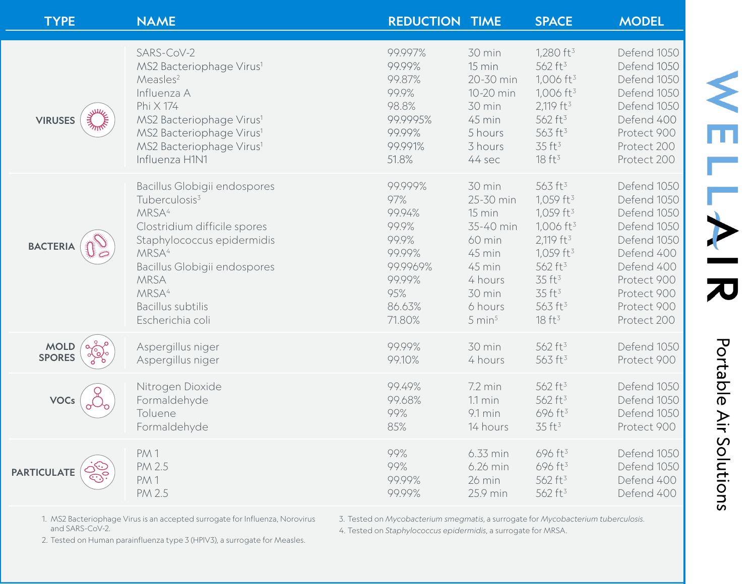# WELLAIR Portable Air Solutions

| TYPE | NAME | REDUCTION | TIME | SPACE | MODEL |
|---|---|---|---|---|---|
| VIRUSES | SARS-CoV-2 | 99.997% | 30 min | 1,280 $ft^3$ | Defend 1050 |
| | MS2 Bacteriophage Virus[1] | 99.99% | 15 min | 562 $ft^3$ | Defend 1050 |
| | Measles[2] | 99.87% | 20-30 min | 1,006 $ft^3$ | Defend 1050 |
| | Influenza A | 99.9% | 10-20 min | 1,006 $ft^3$ | Defend 1050 |
| | Phi X 174 | 98.8% | 30 min | 2,119 $ft^3$ | Defend 1050 |
| | MS2 Bacteriophage Virus[1] | 99.9995% | 45 min | 562 $ft^3$ | Defend 400 |
| | MS2 Bacteriophage Virus[1] | 99.99% | 5 hours | 563 $ft^3$ | Protect 900 |
| | MS2 Bacteriophage Virus[1] | 99.991% | 3 hours | 35 $ft^3$ | Protect 200 |
| | Influenza H1N1 | 51.8% | 44 sec | 18 $ft^3$ | Protect 200 |
| BACTERIA | Bacillus Globigii endospores | 99.999% | 30 min | 563 $ft^3$ | Defend 1050 |
| | Tuberculosis[3] | 97% | 25-30 min | 1,059 $ft^3$ | Defend 1050 |
| | MRSA[4] | 99.94% | 15 min | 1,059 $ft^3$ | Defend 1050 |
| | Clostridium difficile spores | 99.9% | 35-40 min | 1,006 $ft^3$ | Defend 1050 |
| | Staphylococcus epidermidis | 99.9% | 60 min | 2,119 $ft^3$ | Defend 1050 |
| | MRSA[4] | 99.99% | 45 min | 1,059 $ft^3$ | Defend 400 |
| | Bacillus Globigii endospores | 99.9969% | 45 min | 562 $ft^3$ | Defend 400 |
| | MRSA | 99.99% | 4 hours | 35 $ft^3$ | Protect 900 |
| | MRSA[4] | 95% | 30 min | 35 $ft^3$ | Protect 900 |
| | Bacillus subtilis | 86.63% | 6 hours | 563 $ft^3$ | Protect 900 |
| | Escherichia coli | 71.80% | 5 min[5] | 18 $ft^3$ | Protect 200 |
| MOLD SPORES | Aspergillus niger | 99.99% | 30 min | 562 $ft^3$ | Defend 1050 |
| | Aspergillus niger | 99.10% | 4 hours | 563 $ft^3$ | Protect 900 |
| VOCs | Nitrogen Dioxide | 99.49% | 7.2 min | 562 $ft^3$ | Defend 1050 |
| | Formaldehyde | 99.68% | 1.1 min | 562 $ft^3$ | Defend 1050 |
| | Toluene | 99% | 9.1 min | 696 $ft^3$ | Defend 1050 |
| | Formaldehyde | 85% | 14 hours | 35 $ft^3$ | Protect 900 |
| PARTICULATE | PM 1 | 99% | 6.33 min | 696 $ft^3$ | Defend 1050 |
| | PM 2.5 | 99% | 6.26 min | 696 $ft^3$ | Defend 1050 |
| | PM 1 | 99.99% | 26 min | 562 $ft^3$ | Defend 400 |
| | PM 2.5 | 99.99% | 25.9 min | 562 $ft^3$ | Defend 400 |

1. MS2 Bacteriophage Virus is an accepted surrogate for Influenza, Norovirus and SARS-CoV-2.
2. Tested on Human parainfluenza type 3 (HPIV3), a surrogate for Measles.
3. Tested on *Mycobacterium smegmatis*, a surrogate for *Mycobacterium tuberculosis*.
4. Tested on *Staphylococcus epidermidis*, a surrogate for MRSA.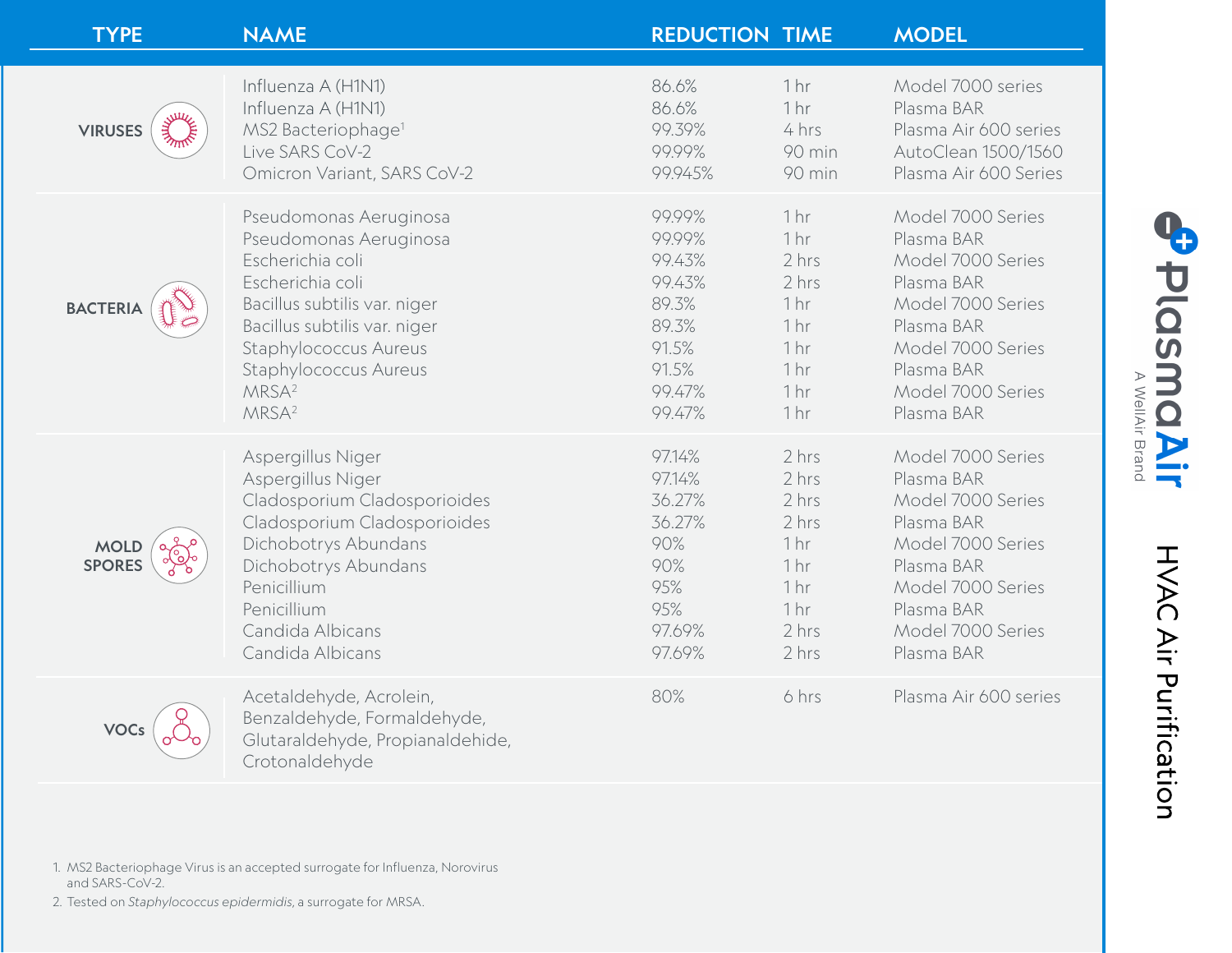| TYPE | NAME | REDUCTION | TIME | MODEL |
|---|---|---|---|---|
| VIRUSES | Influenza A (H1N1) | 86.6% | 1 hr | Model 7000 series |
| | Influenza A (H1N1) | 86.6% | 1 hr | Plasma BAR |
| | MS2 Bacteriophage[1] | 99.39% | 4 hrs | Plasma Air 600 series |
| | Live SARS CoV-2 | 99.99% | 90 min | AutoClean 1500/1560 |
| | Omicron Variant, SARS CoV-2 | 99.945% | 90 min | Plasma Air 600 Series |
| BACTERIA | Pseudomonas Aeruginosa | 99.99% | 1 hr | Model 7000 Series |
| | Pseudomonas Aeruginosa | 99.99% | 1 hr | Plasma BAR |
| | Escherichia coli | 99.43% | 2 hrs | Model 7000 Series |
| | Escherichia coli | 99.43% | 2 hrs | Plasma BAR |
| | Bacillus subtilis var. niger | 89.3% | 1 hr | Model 7000 Series |
| | Bacillus subtilis var. niger | 89.3% | 1 hr | Plasma BAR |
| | Staphylococcus Aureus | 91.5% | 1 hr | Model 7000 Series |
| | Staphylococcus Aureus | 91.5% | 1 hr | Plasma BAR |
| | MRSA[2] | 99.47% | 1 hr | Model 7000 Series |
| | MRSA[2] | 99.47% | 1 hr | Plasma BAR |
| MOLD SPORES | Aspergillus Niger | 97.14% | 2 hrs | Model 7000 Series |
| | Aspergillus Niger | 97.14% | 2 hrs | Plasma BAR |
| | Cladosporium Cladosporioides | 36.27% | 2 hrs | Model 7000 Series |
| | Cladosporium Cladosporioides | 36.27% | 2 hrs | Plasma BAR |
| | Dichobotrys Abundans | 90% | 1 hr | Model 7000 Series |
| | Dichobotrys Abundans | 90% | 1 hr | Plasma BAR |
| | Penicillium | 95% | 1 hr | Model 7000 Series |
| | Penicillium | 95% | 1 hr | Plasma BAR |
| | Candida Albicans | 97.69% | 2 hrs | Model 7000 Series |
| | Candida Albicans | 97.69% | 2 hrs | Plasma BAR |
| VOCs | Acetaldehyde, Acrolein, Benzaldehyde, Formaldehyde, Glutaraldehyde, Propianaldehide, Crotonaldehyde | 80% | 6 hrs | Plasma Air 600 series |

1. MS2 Bacteriophage Virus is an accepted surrogate for Influenza, Norovirus and SARS-CoV-2.
2. Tested on *Staphylococcus epidermidis*, a surrogate for MRSA.

PlasmaAir
A WellAir Brand

HVAC Air Purification